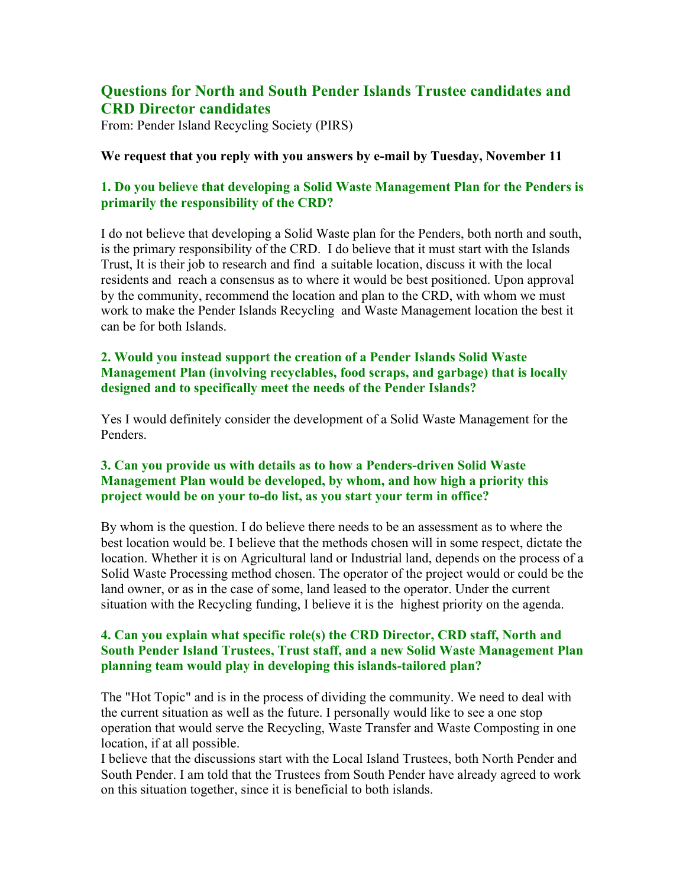## Questions for North and South Pender Islands Trustee candidates and CRD Director candidates

From: Pender Island Recycling Society (PIRS)

**We request that you reply with you answers by e-mail by Tuesday, November 11**

### 1. Do you believe that developing a Solid Waste Management Plan for the Penders is primarily the responsibility of the CRD?

I do not believe that developing a Solid Waste plan for the Penders, both north and south, is the primary responsibility of the CRD. I do believe that it must start with the Islands Trust, It is their job to research and find a suitable location, discuss it with the local residents and reach a consensus as to where it would be best positioned. Upon approval by the community, recommend the location and plan to the CRD, with whom we must work to make the Pender Islands Recycling and Waste Management location the best it can be for both Islands.

### 2. Would you instead support the creation of a Pender Islands Solid Waste Management Plan (involving recyclables, food scraps, and garbage) that is locally designed and to specifically meet the needs of the Pender Islands?

Yes I would definitely consider the development of a Solid Waste Management for the Penders.

### 3. Can you provide us with details as to how a Penders-driven Solid Waste Management Plan would be developed, by whom, and how high a priority this project would be on your to-do list, as you start your term in office?

By whom is the question. I do believe there needs to be an assessment as to where the best location would be. I believe that the methods chosen will in some respect, dictate the location. Whether it is on Agricultural land or Industrial land, depends on the process of a Solid Waste Processing method chosen. The operator of the project would or could be the land owner, or as in the case of some, land leased to the operator. Under the current situation with the Recycling funding, I believe it is the highest priority on the agenda.

### 4. Can you explain what specific role(s) the CRD Director, CRD staff, North and South Pender Island Trustees, Trust staff, and a new Solid Waste Management Plan planning team would play in developing this islands-tailored plan?

The "Hot Topic" and is in the process of dividing the community. We need to deal with the current situation as well as the future. I personally would like to see a one stop operation that would serve the Recycling, Waste Transfer and Waste Composting in one location, if at all possible.

I believe that the discussions start with the Local Island Trustees, both North Pender and South Pender. I am told that the Trustees from South Pender have already agreed to work on this situation together, since it is beneficial to both islands.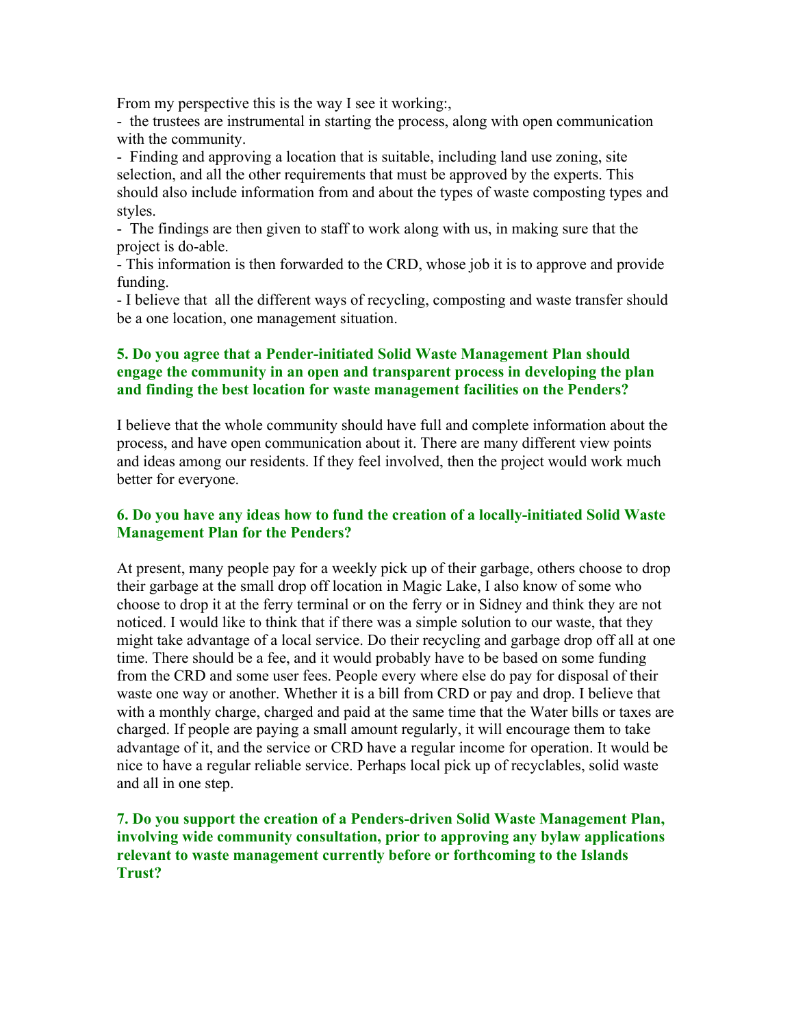From my perspective this is the way I see it working:,

- the trustees are instrumental in starting the process, along with open communication with the community.
- Finding and approving a location that is suitable, including land use zoning, site selection, and all the other requirements that must be approved by the experts. This should also include information from and about the types of waste composting types and styles.
- The findings are then given to staff to work along with us, in making sure that the project is do-able.
- This information is then forwarded to the CRD, whose job it is to approve and provide funding.
- I believe that all the different ways of recycling, composting and waste transfer should be a one location, one management situation.

**5. Do you agree that a Pender-initiated Solid Waste Management Plan should engage the community in an open and transparent process in developing the plan and finding the best location for waste management facilities on the Penders?**

I believe that the whole community should have full and complete information about the process, and have open communication about it. There are many different view points and ideas among our residents. If they feel involved, then the project would work much better for everyone.

**6. Do you have any ideas how to fund the creation of a locally-initiated Solid Waste Management Plan for the Penders?**

At present, many people pay for a weekly pick up of their garbage, others choose to drop their garbage at the small drop off location in Magic Lake, I also know of some who choose to drop it at the ferry terminal or on the ferry or in Sidney and think they are not noticed. I would like to think that if there was a simple solution to our waste, that they might take advantage of a local service. Do their recycling and garbage drop off all at one time. There should be a fee, and it would probably have to be based on some funding from the CRD and some user fees. People every where else do pay for disposal of their waste one way or another. Whether it is a bill from CRD or pay and drop. I believe that with a monthly charge, charged and paid at the same time that the Water bills or taxes are charged. If people are paying a small amount regularly, it will encourage them to take advantage of it, and the service or CRD have a regular income for operation. It would be nice to have a regular reliable service. Perhaps local pick up of recyclables, solid waste and all in one step.

**7. Do you support the creation of a Penders-driven Solid Waste Management Plan, involving wide community consultation, prior to approving any bylaw applications relevant to waste management currently before or forthcoming to the Islands Trust?**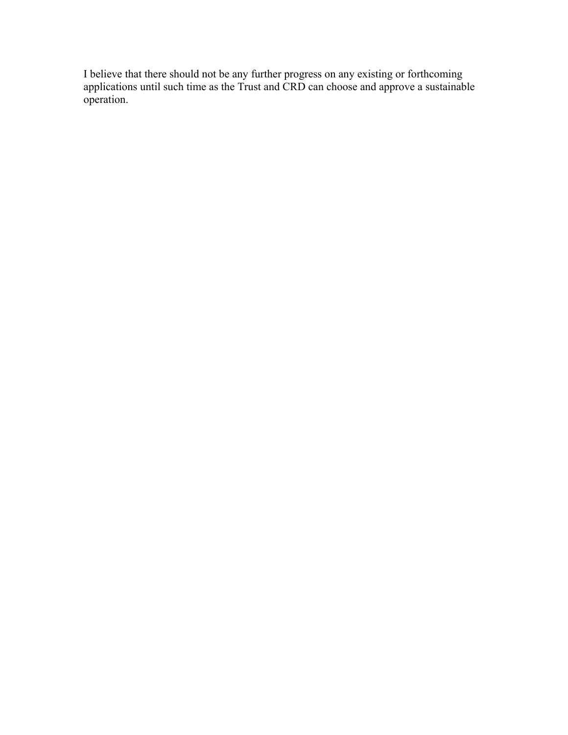I believe that there should not be any further progress on any existing or forthcoming applications until such time as the Trust and CRD can choose and approve a sustainable operation.